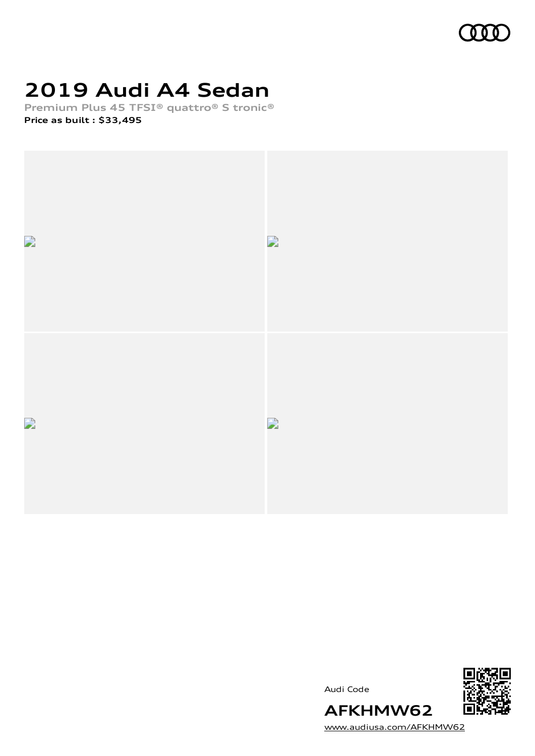# 2019 Audi A4 Sedan

**Premium Plus 45 TFSI® quattro® S tronic®**

**Price as built : $33,495**

Audi Code

**AFKHMW62**

www.audiusa.com/AFKHMW62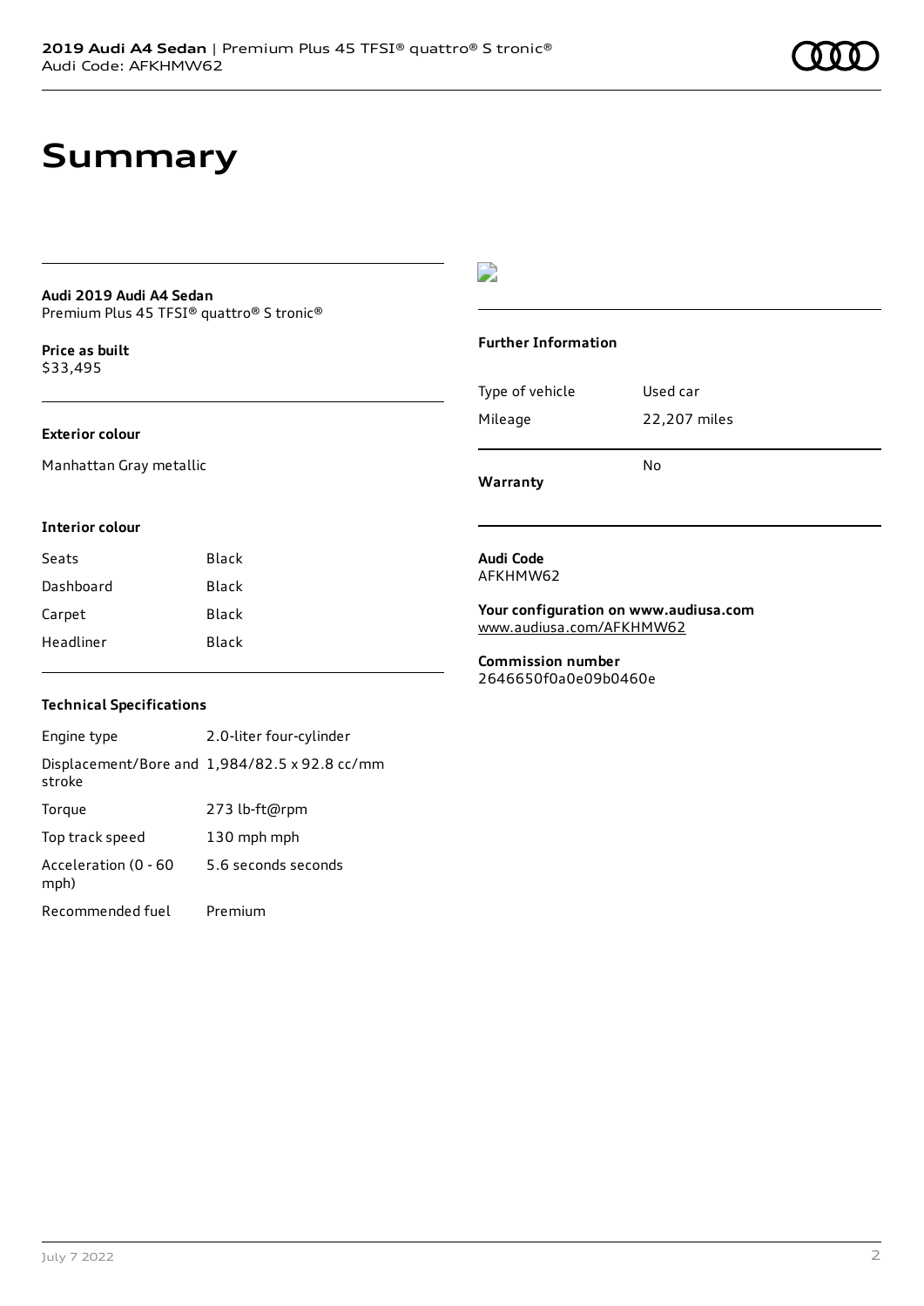# Summary

**Audi 2019 Audi A4 Sedan**
Premium Plus 45 TFSI® quattro® S tronic®

**Price as built**
$33,495

### Exterior colour

Manhattan Gray metallic

### Interior colour

| | |
|---|---|
| Seats | Black |
| Dashboard | Black |
| Carpet | Black |
| Headliner | Black |

### Technical Specifications

| | |
|---|---|
| Engine type | 2.0-liter four-cylinder |
| Displacement/Bore and stroke | 1,984/82.5 x 92.8 cc/mm |
| Torque | 273 lb-ft@rpm |
| Top track speed | 130 mph mph |
| Acceleration (0 - 60 mph) | 5.6 seconds seconds |
| Recommended fuel | Premium |

### Further Information

| | |
|---|---|
| Type of vehicle | Used car |
| Mileage | 22,207 miles |
| **Warranty** | No |

**Audi Code**
AFKHMW62

**Your configuration on www.audiusa.com**
www.audiusa.com/AFKHMW62

**Commission number**
2646650f0a0e09b0460e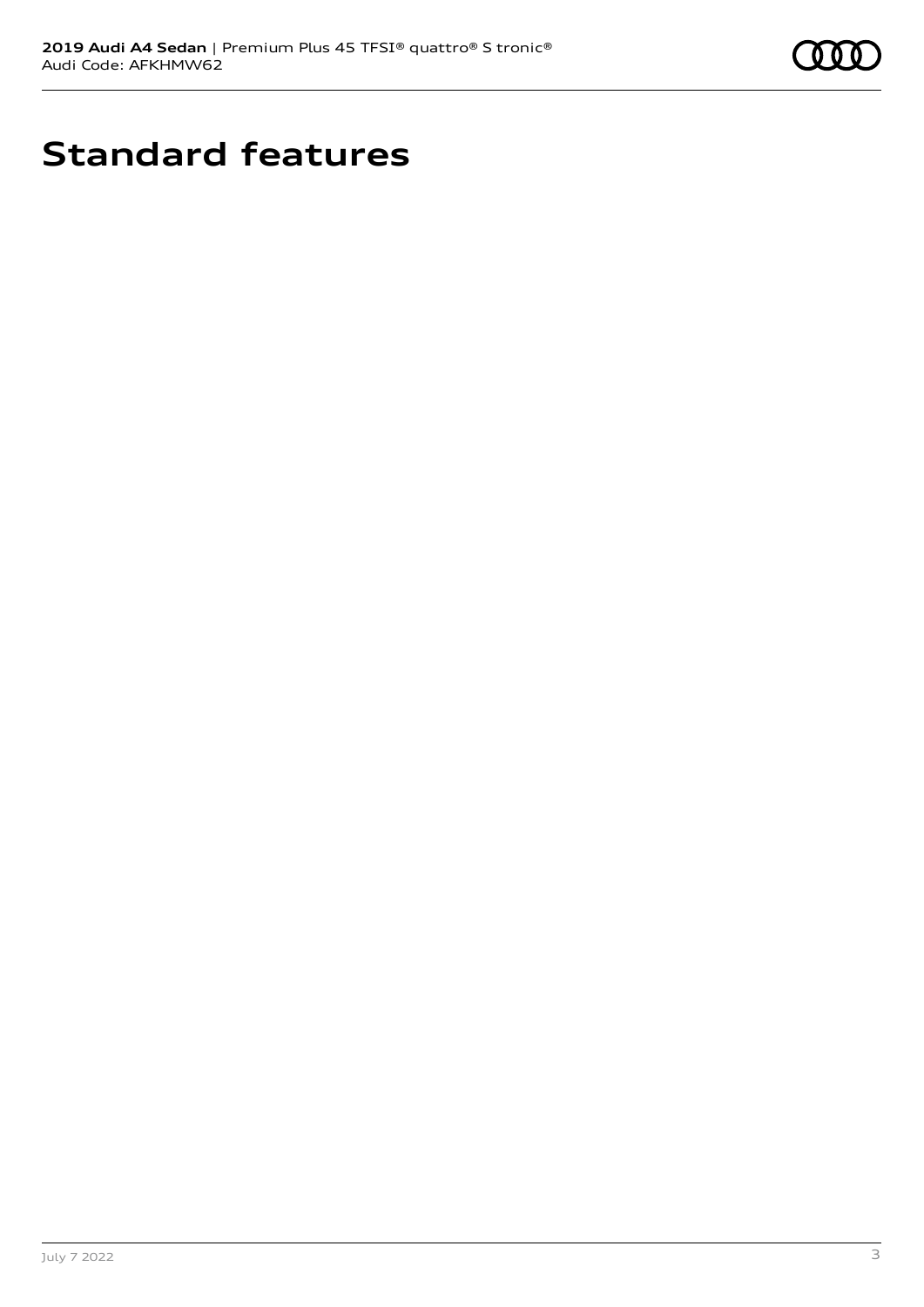# Standard features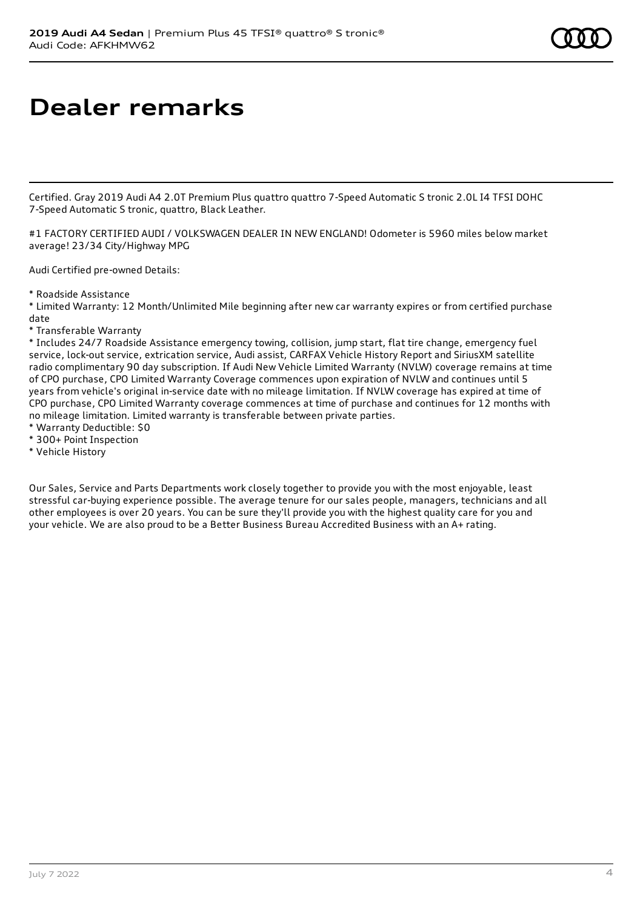# Dealer remarks

Certified. Gray 2019 Audi A4 2.0T Premium Plus quattro quattro 7-Speed Automatic S tronic 2.0L I4 TFSI DOHC 7-Speed Automatic S tronic, quattro, Black Leather.

#1 FACTORY CERTIFIED AUDI / VOLKSWAGEN DEALER IN NEW ENGLAND! Odometer is 5960 miles below market average! 23/34 City/Highway MPG

Audi Certified pre-owned Details:

* Roadside Assistance
* Limited Warranty: 12 Month/Unlimited Mile beginning after new car warranty expires or from certified purchase date
* Transferable Warranty
* Includes 24/7 Roadside Assistance emergency towing, collision, jump start, flat tire change, emergency fuel service, lock-out service, extrication service, Audi assist, CARFAX Vehicle History Report and SiriusXM satellite radio complimentary 90 day subscription. If Audi New Vehicle Limited Warranty (NVLW) coverage remains at time of CPO purchase, CPO Limited Warranty Coverage commences upon expiration of NVLW and continues until 5 years from vehicle's original in-service date with no mileage limitation. If NVLW coverage has expired at time of CPO purchase, CPO Limited Warranty coverage commences at time of purchase and continues for 12 months with no mileage limitation. Limited warranty is transferable between private parties.
* Warranty Deductible: $0
* 300+ Point Inspection
* Vehicle History

Our Sales, Service and Parts Departments work closely together to provide you with the most enjoyable, least stressful car-buying experience possible. The average tenure for our sales people, managers, technicians and all other employees is over 20 years. You can be sure they'll provide you with the highest quality care for you and your vehicle. We are also proud to be a Better Business Bureau Accredited Business with an A+ rating.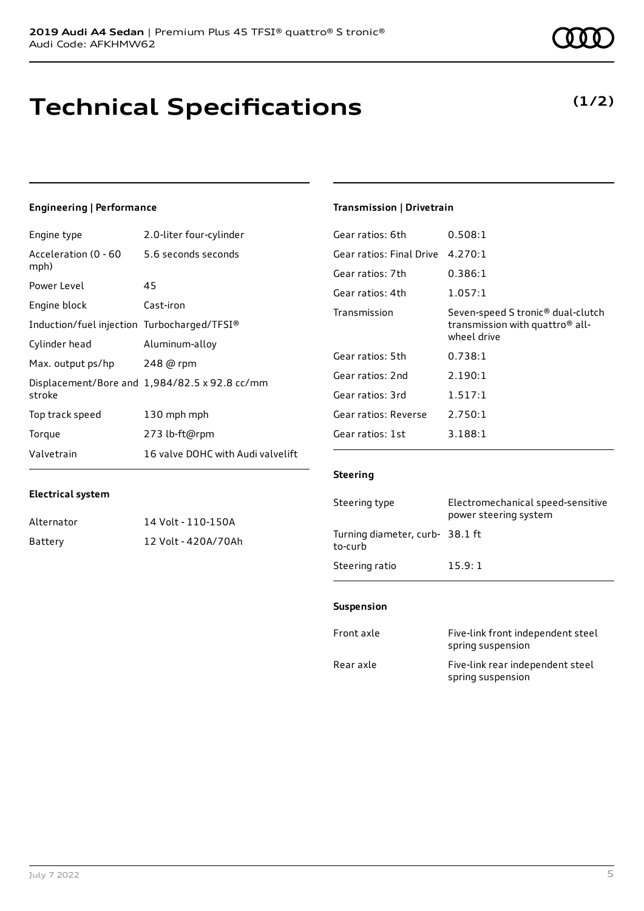# Technical Specifications

**(1/2)**

### Engineering | Performance

| | |
|---|---|
| Engine type | 2.0-liter four-cylinder |
| Acceleration (0 - 60 mph) | 5.6 seconds seconds |
| Power Level | 45 |
| Engine block | Cast-iron |
| Induction/fuel injection | Turbocharged/TFSI® |
| Cylinder head | Aluminum-alloy |
| Max. output ps/hp | 248 @ rpm |
| Displacement/Bore and stroke | 1,984/82.5 x 92.8 cc/mm |
| Top track speed | 130 mph mph |
| Torque | 273 lb-ft@rpm |
| Valvetrain | 16 valve DOHC with Audi valvelift |

### Electrical system

| | |
|---|---|
| Alternator | 14 Volt - 110-150A |
| Battery | 12 Volt - 420A/70Ah |

### Transmission | Drivetrain

| | |
|---|---|
| Gear ratios: 6th | 0.508:1 |
| Gear ratios: Final Drive | 4.270:1 |
| Gear ratios: 7th | 0.386:1 |
| Gear ratios: 4th | 1.057:1 |
| Transmission | Seven-speed S tronic® dual-clutch transmission with quattro® all-wheel drive |
| Gear ratios: 5th | 0.738:1 |
| Gear ratios: 2nd | 2.190:1 |
| Gear ratios: 3rd | 1.517:1 |
| Gear ratios: Reverse | 2.750:1 |
| Gear ratios: 1st | 3.188:1 |

### Steering

| | |
|---|---|
| Steering type | Electromechanical speed-sensitive power steering system |
| Turning diameter, curb-to-curb | 38.1 ft |
| Steering ratio | 15.9: 1 |

### Suspension

| | |
|---|---|
| Front axle | Five-link front independent steel spring suspension |
| Rear axle | Five-link rear independent steel spring suspension |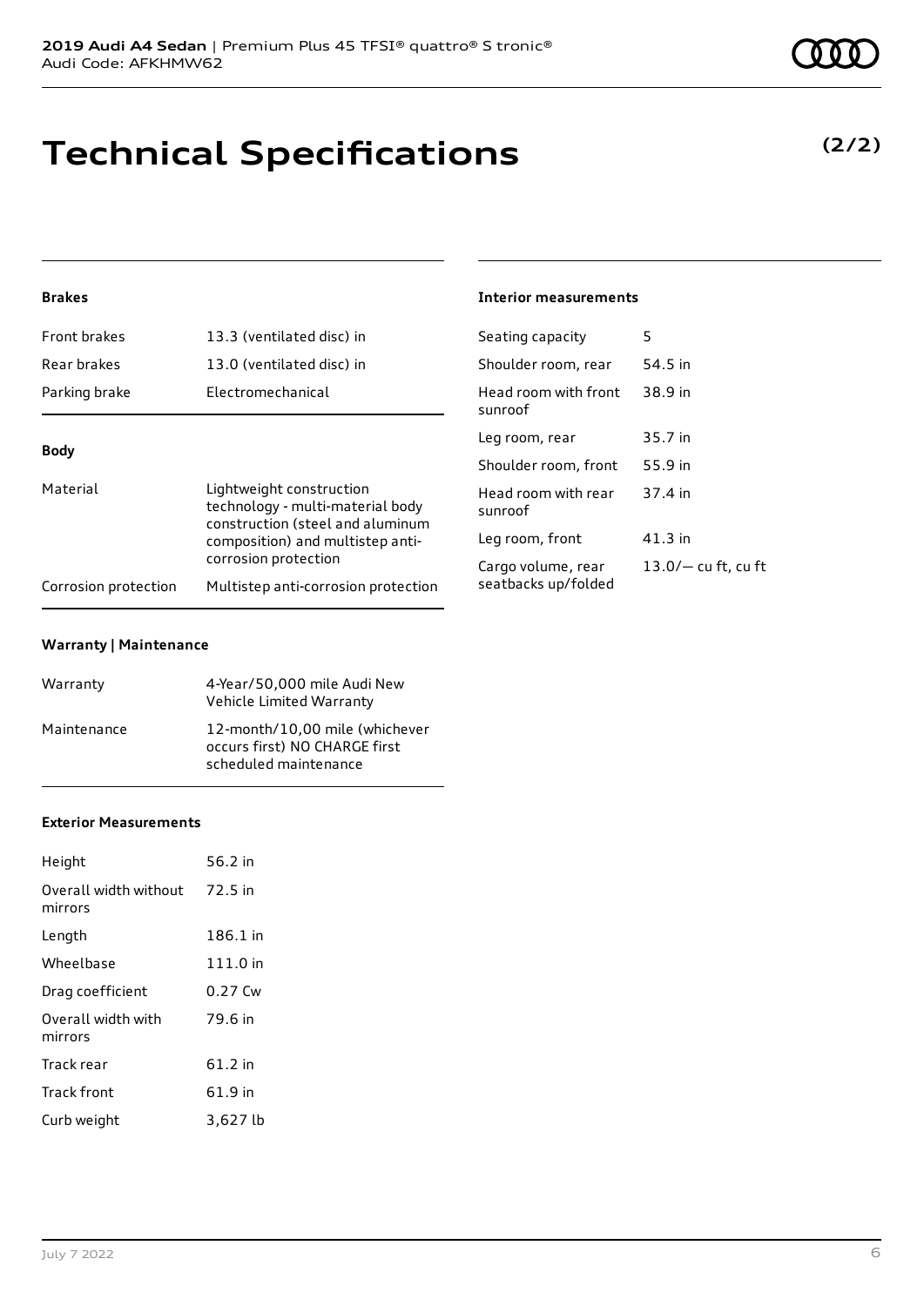# Technical Specifications

**(2/2)**

#### Brakes

| | |
|---|---|
| Front brakes | 13.3 (ventilated disc) in |
| Rear brakes | 13.0 (ventilated disc) in |
| Parking brake | Electromechanical |

#### Body

| | |
|---|---|
| Material | Lightweight construction technology - multi-material body construction (steel and aluminum composition) and multistep anti-corrosion protection |
| Corrosion protection | Multistep anti-corrosion protection |

#### Warranty | Maintenance

| | |
|---|---|
| Warranty | 4-Year/50,000 mile Audi New Vehicle Limited Warranty |
| Maintenance | 12-month/10,00 mile (whichever occurs first) NO CHARGE first scheduled maintenance |

#### Exterior Measurements

| | |
|---|---|
| Height | 56.2 in |
| Overall width without mirrors | 72.5 in |
| Length | 186.1 in |
| Wheelbase | 111.0 in |
| Drag coefficient | 0.27 Cw |
| Overall width with mirrors | 79.6 in |
| Track rear | 61.2 in |
| Track front | 61.9 in |
| Curb weight | 3,627 lb |

#### Interior measurements

| | |
|---|---|
| Seating capacity | 5 |
| Shoulder room, rear | 54.5 in |
| Head room with front sunroof | 38.9 in |
| Leg room, rear | 35.7 in |
| Shoulder room, front | 55.9 in |
| Head room with rear sunroof | 37.4 in |
| Leg room, front | 41.3 in |
| Cargo volume, rear seatbacks up/folded | 13.0/— cu ft, cu ft |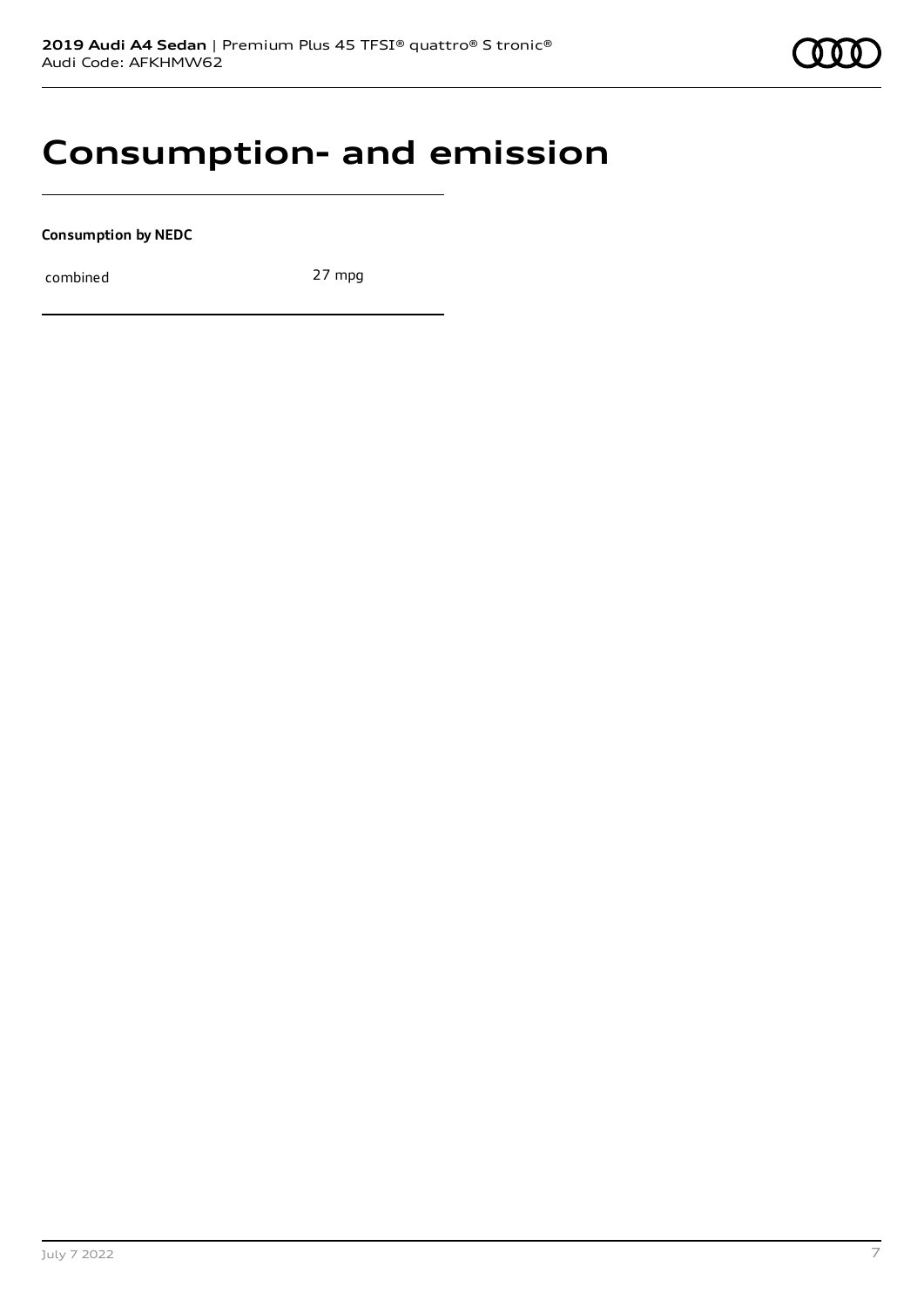# Consumption- and emission

**Consumption by NEDC**

| | |
|---|---|
| combined | 27 mpg |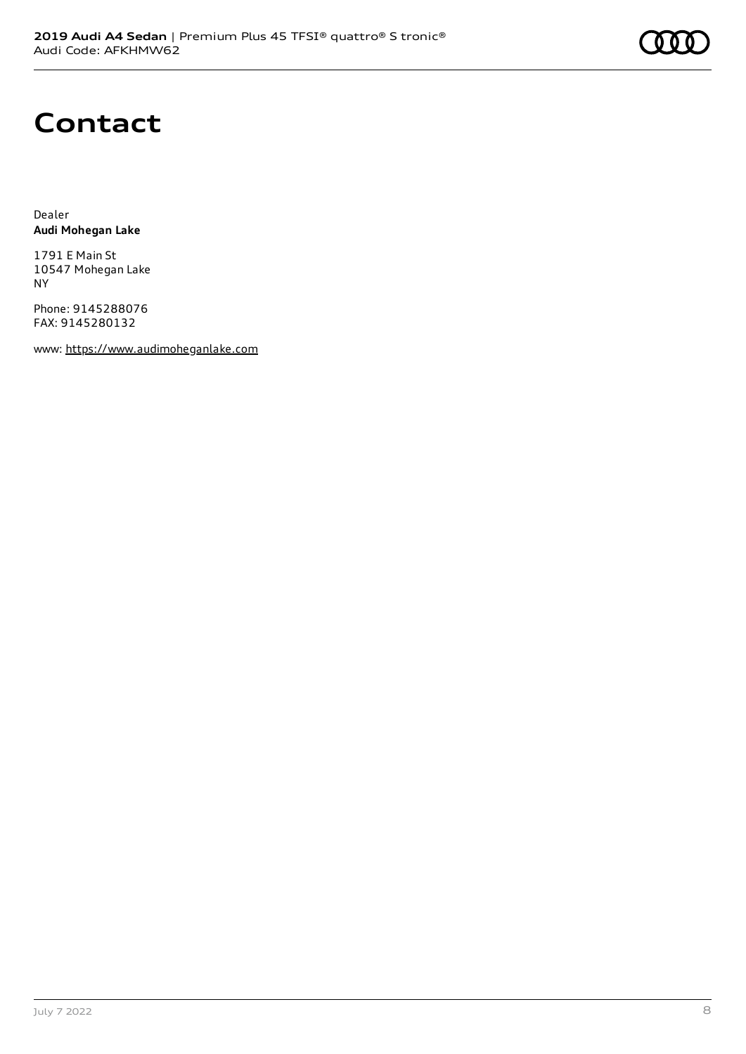# Contact

Dealer
**Audi Mohegan Lake**

1791 E Main St
10547 Mohegan Lake
NY

Phone: 9145288076
FAX: 9145280132

www: https://www.audimoheganlake.com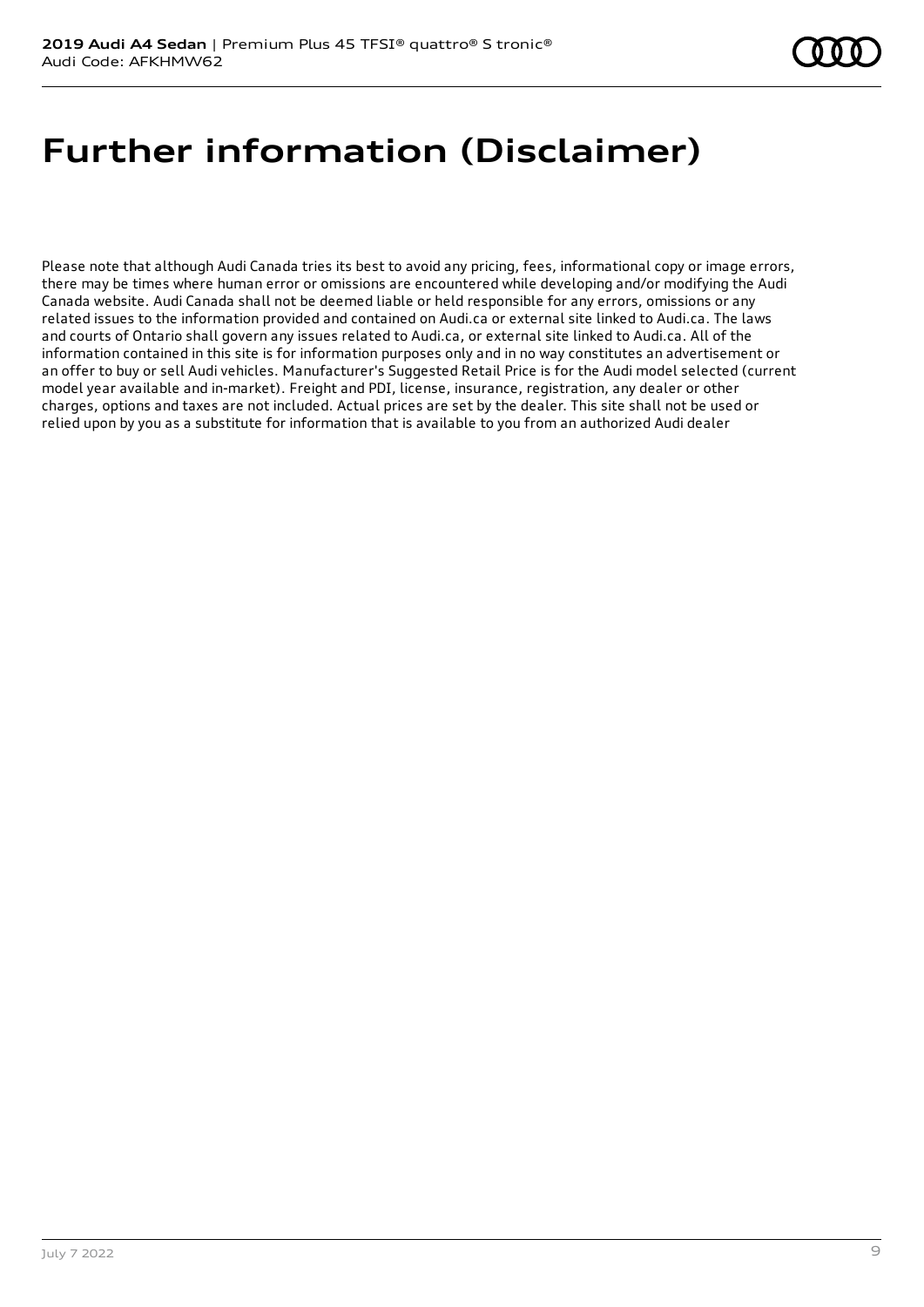# Further information (Disclaimer)

Please note that although Audi Canada tries its best to avoid any pricing, fees, informational copy or image errors, there may be times where human error or omissions are encountered while developing and/or modifying the Audi Canada website. Audi Canada shall not be deemed liable or held responsible for any errors, omissions or any related issues to the information provided and contained on Audi.ca or external site linked to Audi.ca. The laws and courts of Ontario shall govern any issues related to Audi.ca, or external site linked to Audi.ca. All of the information contained in this site is for information purposes only and in no way constitutes an advertisement or an offer to buy or sell Audi vehicles. Manufacturer's Suggested Retail Price is for the Audi model selected (current model year available and in-market). Freight and PDI, license, insurance, registration, any dealer or other charges, options and taxes are not included. Actual prices are set by the dealer. This site shall not be used or relied upon by you as a substitute for information that is available to you from an authorized Audi dealer